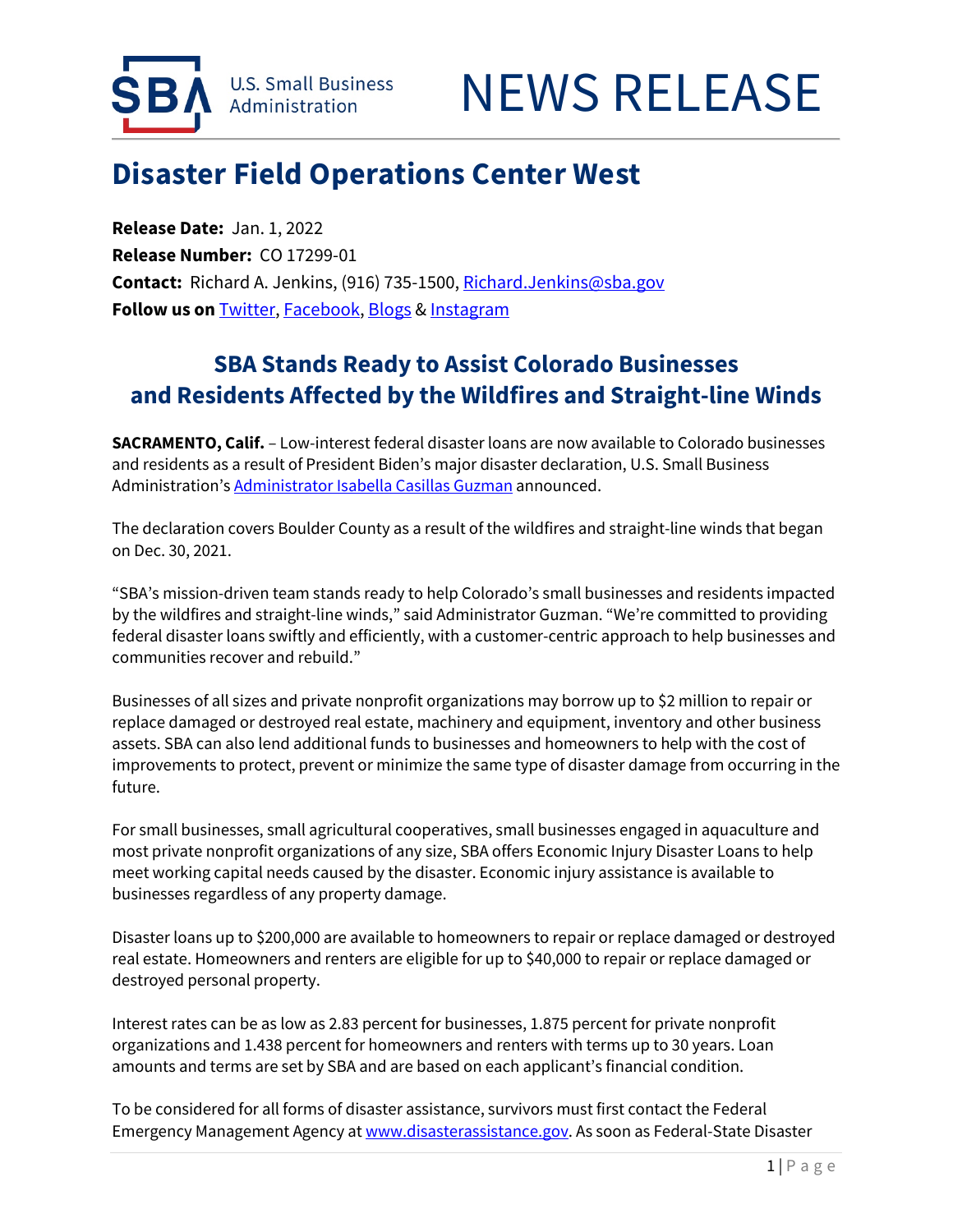U.S. Small Business Administration

# NEWS RELEASE

## Disaster Field Operations Center West

**Release Date:** Jan. 1, 2022
**Release Number:** CO 17299-01
**Contact:** Richard A. Jenkins, (916) 735-1500, Richard.Jenkins@sba.gov
**Follow us on** Twitter, Facebook, Blogs & Instagram

### SBA Stands Ready to Assist Colorado Businesses and Residents Affected by the Wildfires and Straight-line Winds

**SACRAMENTO, Calif.** – Low-interest federal disaster loans are now available to Colorado businesses and residents as a result of President Biden's major disaster declaration, U.S. Small Business Administration's Administrator Isabella Casillas Guzman announced.

The declaration covers Boulder County as a result of the wildfires and straight-line winds that began on Dec. 30, 2021.

"SBA's mission-driven team stands ready to help Colorado's small businesses and residents impacted by the wildfires and straight-line winds," said Administrator Guzman. "We're committed to providing federal disaster loans swiftly and efficiently, with a customer-centric approach to help businesses and communities recover and rebuild."

Businesses of all sizes and private nonprofit organizations may borrow up to $2 million to repair or replace damaged or destroyed real estate, machinery and equipment, inventory and other business assets. SBA can also lend additional funds to businesses and homeowners to help with the cost of improvements to protect, prevent or minimize the same type of disaster damage from occurring in the future.

For small businesses, small agricultural cooperatives, small businesses engaged in aquaculture and most private nonprofit organizations of any size, SBA offers Economic Injury Disaster Loans to help meet working capital needs caused by the disaster. Economic injury assistance is available to businesses regardless of any property damage.

Disaster loans up to $200,000 are available to homeowners to repair or replace damaged or destroyed real estate. Homeowners and renters are eligible for up to $40,000 to repair or replace damaged or destroyed personal property.

Interest rates can be as low as 2.83 percent for businesses, 1.875 percent for private nonprofit organizations and 1.438 percent for homeowners and renters with terms up to 30 years. Loan amounts and terms are set by SBA and are based on each applicant's financial condition.

To be considered for all forms of disaster assistance, survivors must first contact the Federal Emergency Management Agency at www.disasterassistance.gov. As soon as Federal-State Disaster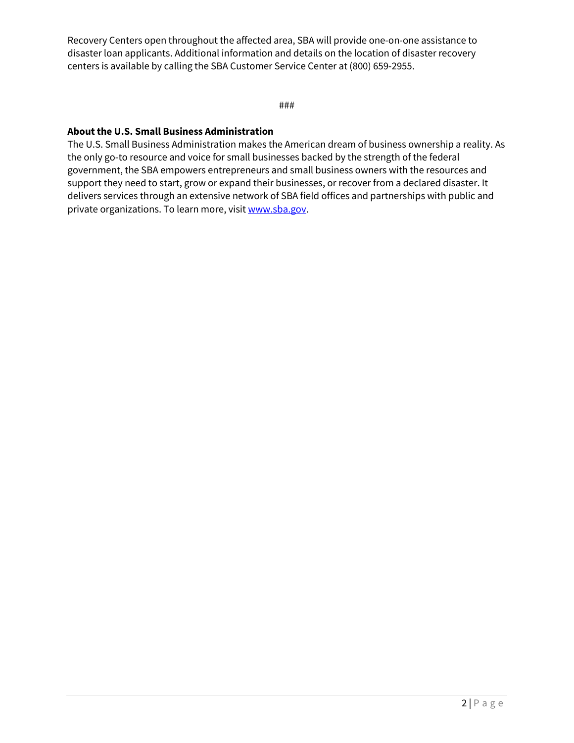Recovery Centers open throughout the affected area, SBA will provide one-on-one assistance to disaster loan applicants. Additional information and details on the location of disaster recovery centers is available by calling the SBA Customer Service Center at (800) 659-2955.

###

**About the U.S. Small Business Administration**

The U.S. Small Business Administration makes the American dream of business ownership a reality. As the only go-to resource and voice for small businesses backed by the strength of the federal government, the SBA empowers entrepreneurs and small business owners with the resources and support they need to start, grow or expand their businesses, or recover from a declared disaster. It delivers services through an extensive network of SBA field offices and partnerships with public and private organizations. To learn more, visit [www.sba.gov](http://www.sba.gov).